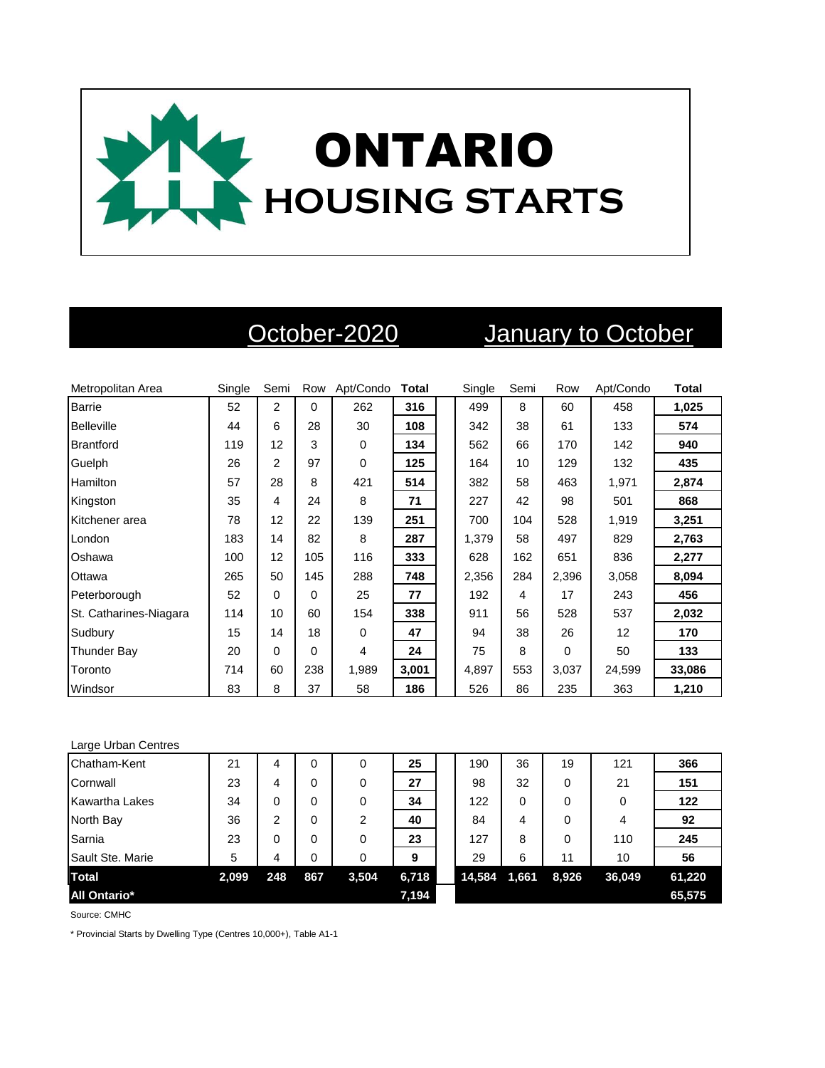# ONTARIO HOUSING STARTS

| Metropolitan Area | October-2020 | | | | | January to October | | | | |
|---|---|---|---|---|---|---|---|---|---|---|
| | Single | Semi | Row | Apt/Condo | **Total** | Single | Semi | Row | Apt/Condo | **Total** |
| Barrie | 52 | 2 | 0 | 262 | **316** | 499 | 8 | 60 | 458 | **1,025** |
| Belleville | 44 | 6 | 28 | 30 | **108** | 342 | 38 | 61 | 133 | **574** |
| Brantford | 119 | 12 | 3 | 0 | **134** | 562 | 66 | 170 | 142 | **940** |
| Guelph | 26 | 2 | 97 | 0 | **125** | 164 | 10 | 129 | 132 | **435** |
| Hamilton | 57 | 28 | 8 | 421 | **514** | 382 | 58 | 463 | 1,971 | **2,874** |
| Kingston | 35 | 4 | 24 | 8 | **71** | 227 | 42 | 98 | 501 | **868** |
| Kitchener area | 78 | 12 | 22 | 139 | **251** | 700 | 104 | 528 | 1,919 | **3,251** |
| London | 183 | 14 | 82 | 8 | **287** | 1,379 | 58 | 497 | 829 | **2,763** |
| Oshawa | 100 | 12 | 105 | 116 | **333** | 628 | 162 | 651 | 836 | **2,277** |
| Ottawa | 265 | 50 | 145 | 288 | **748** | 2,356 | 284 | 2,396 | 3,058 | **8,094** |
| Peterborough | 52 | 0 | 0 | 25 | **77** | 192 | 4 | 17 | 243 | **456** |
| St. Catharines-Niagara | 114 | 10 | 60 | 154 | **338** | 911 | 56 | 528 | 537 | **2,032** |
| Sudbury | 15 | 14 | 18 | 0 | **47** | 94 | 38 | 26 | 12 | **170** |
| Thunder Bay | 20 | 0 | 0 | 4 | **24** | 75 | 8 | 0 | 50 | **133** |
| Toronto | 714 | 60 | 238 | 1,989 | **3,001** | 4,897 | 553 | 3,037 | 24,599 | **33,086** |
| Windsor | 83 | 8 | 37 | 58 | **186** | 526 | 86 | 235 | 363 | **1,210** |
| Large Urban Centres | | | | | | | | | | |
| Chatham-Kent | 21 | 4 | 0 | 0 | **25** | 190 | 36 | 19 | 121 | **366** |
| Cornwall | 23 | 4 | 0 | 0 | **27** | 98 | 32 | 0 | 21 | **151** |
| Kawartha Lakes | 34 | 0 | 0 | 0 | **34** | 122 | 0 | 0 | 0 | **122** |
| North Bay | 36 | 2 | 0 | 2 | **40** | 84 | 4 | 0 | 4 | **92** |
| Sarnia | 23 | 0 | 0 | 0 | **23** | 127 | 8 | 0 | 110 | **245** |
| Sault Ste. Marie | 5 | 4 | 0 | 0 | **9** | 29 | 6 | 11 | 10 | **56** |
| **Total** | **2,099** | **248** | **867** | **3,504** | **6,718** | **14,584** | **1,661** | **8,926** | **36,049** | **61,220** |
| **All Ontario*** | | | | | **7,194** | | | | | **65,575** |

Source: CMHC

* Provincial Starts by Dwelling Type (Centres 10,000+), Table A1-1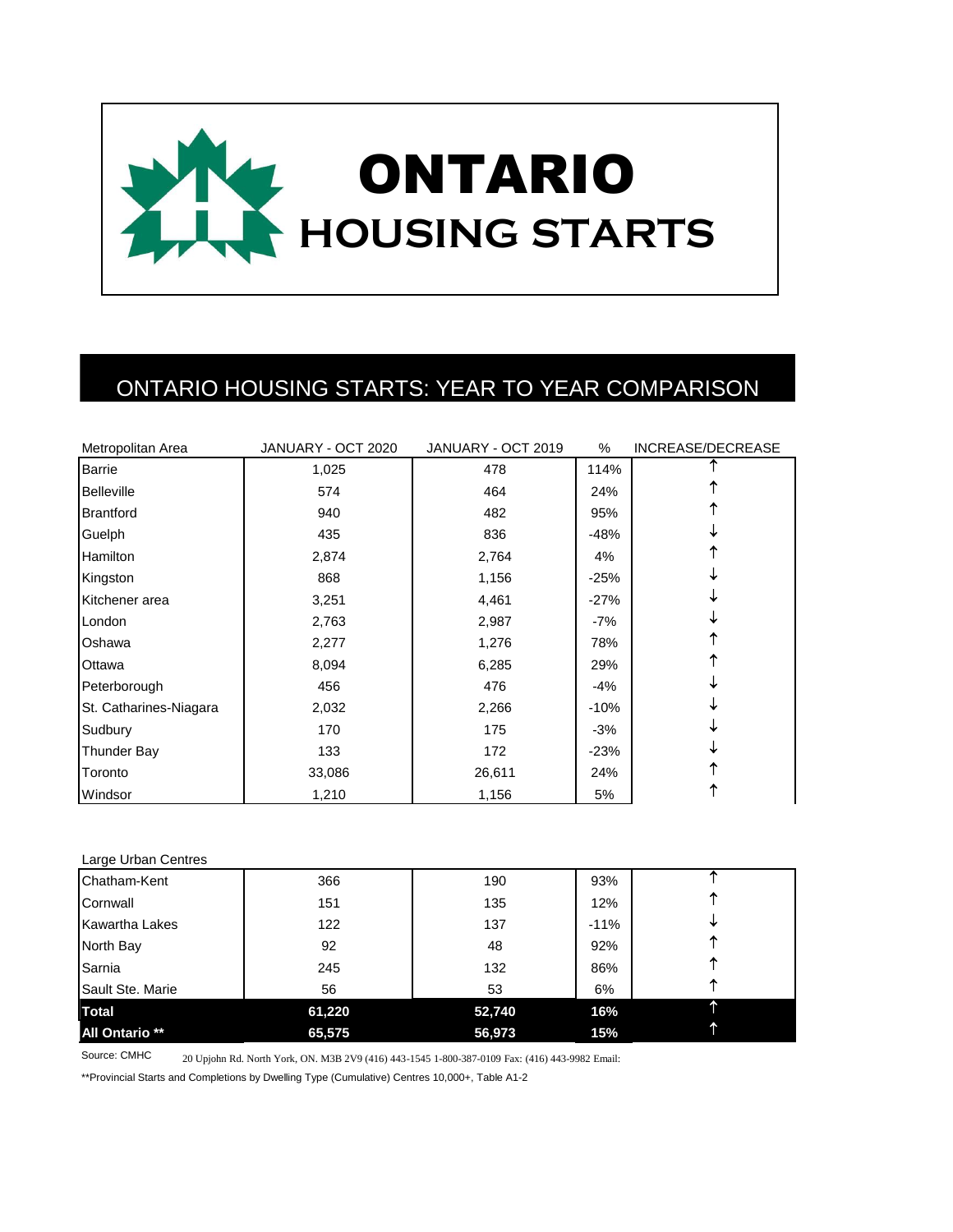# ONTARIO HOUSING STARTS

## ONTARIO HOUSING STARTS: YEAR TO YEAR COMPARISON

| Metropolitan Area | JANUARY - OCT 2020 | JANUARY - OCT 2019 | % | INCREASE/DECREASE |
|---|---|---|---|---|
| Barrie | 1,025 | 478 | 114% | ↑ |
| Belleville | 574 | 464 | 24% | ↑ |
| Brantford | 940 | 482 | 95% | ↑ |
| Guelph | 435 | 836 | -48% | ↓ |
| Hamilton | 2,874 | 2,764 | 4% | ↑ |
| Kingston | 868 | 1,156 | -25% | ↓ |
| Kitchener area | 3,251 | 4,461 | -27% | ↓ |
| London | 2,763 | 2,987 | -7% | ↓ |
| Oshawa | 2,277 | 1,276 | 78% | ↑ |
| Ottawa | 8,094 | 6,285 | 29% | ↑ |
| Peterborough | 456 | 476 | -4% | ↓ |
| St. Catharines-Niagara | 2,032 | 2,266 | -10% | ↓ |
| Sudbury | 170 | 175 | -3% | ↓ |
| Thunder Bay | 133 | 172 | -23% | ↓ |
| Toronto | 33,086 | 26,611 | 24% | ↑ |
| Windsor | 1,210 | 1,156 | 5% | ↑ |
| **Large Urban Centres** | | | | |
| Chatham-Kent | 366 | 190 | 93% | ↑ |
| Cornwall | 151 | 135 | 12% | ↑ |
| Kawartha Lakes | 122 | 137 | -11% | ↓ |
| North Bay | 92 | 48 | 92% | ↑ |
| Sarnia | 245 | 132 | 86% | ↑ |
| Sault Ste. Marie | 56 | 53 | 6% | ↑ |
| **Total** | **61,220** | **52,740** | **16%** | ↑ |
| **All Ontario \*\*** | **65,575** | **56,973** | **15%** | ↑ |

Source: CMHC 20 Upjohn Rd. North York, ON. M3B 2V9 (416) 443-1545 1-800-387-0109 Fax: (416) 443-9982 Email:

**Provincial Starts and Completions by Dwelling Type (Cumulative) Centres 10,000+, Table A1-2